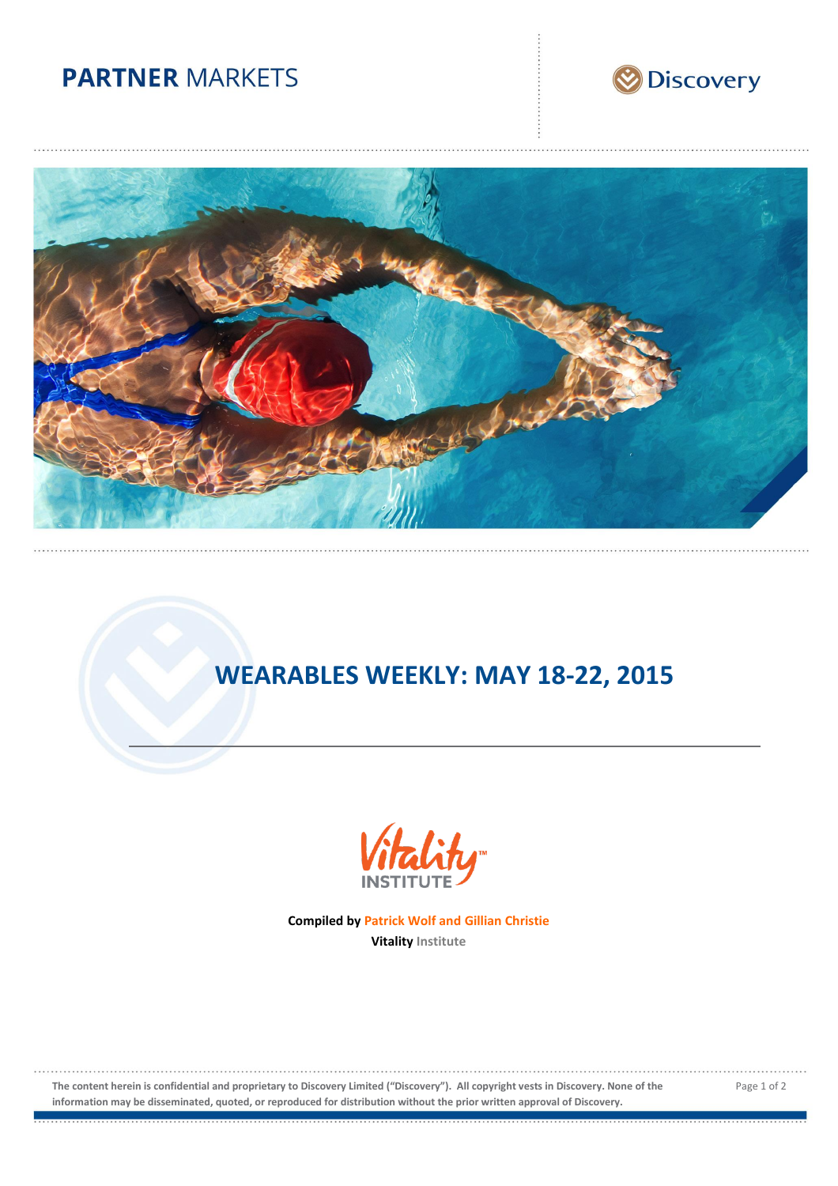**PARTNER** MARKETS

Discovery

# WEARABLES WEEKLY: MAY 18-22, 2015

Vitality™ INSTITUTE

**Compiled by Patrick Wolf and Gillian Christie**
**Vitality** Institute

**The content herein is confidential and proprietary to Discovery Limited ("Discovery"). All copyright vests in Discovery. None of the information may be disseminated, quoted, or reproduced for distribution without the prior written approval of Discovery.**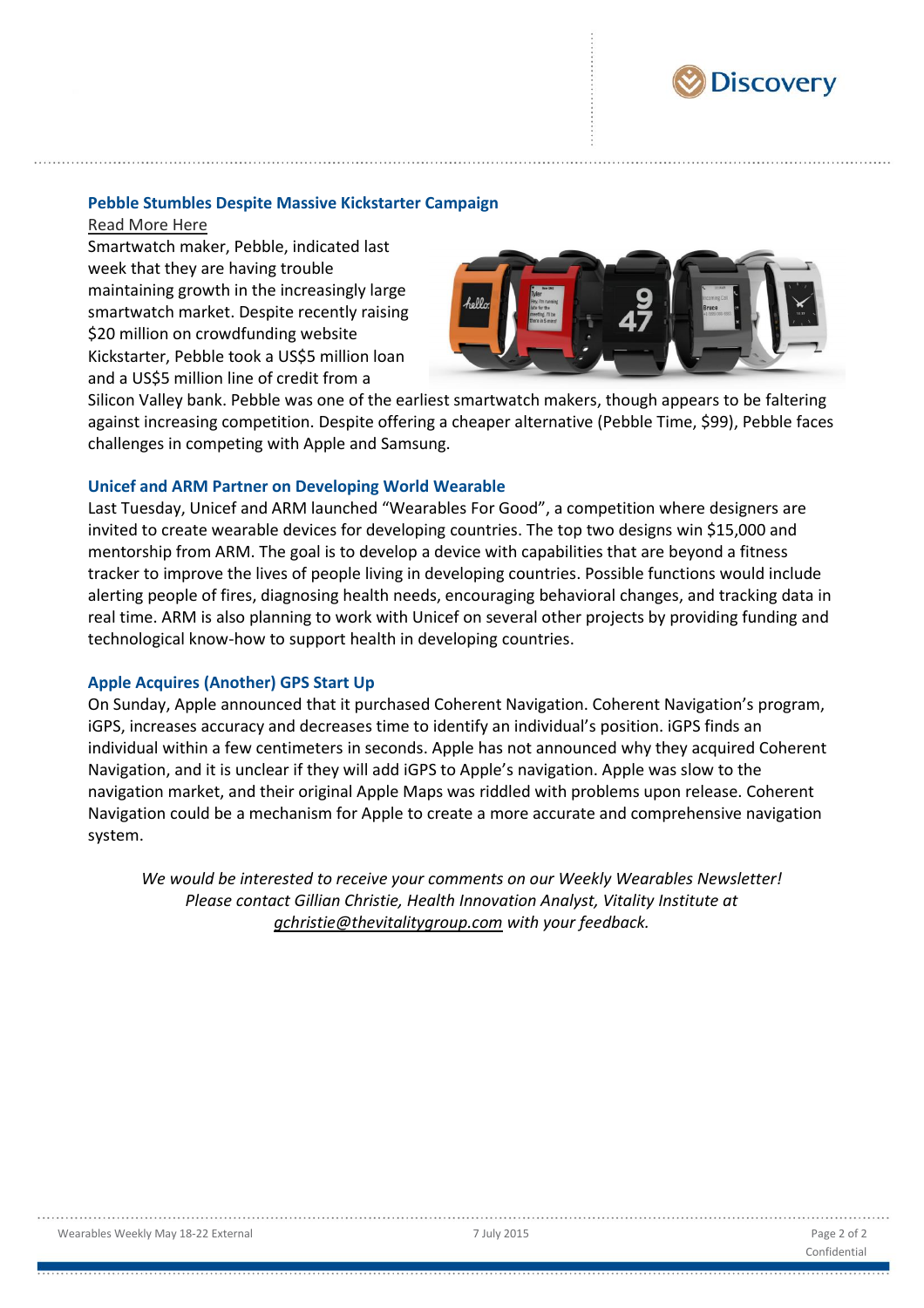### Pebble Stumbles Despite Massive Kickstarter Campaign

Read More Here

Smartwatch maker, Pebble, indicated last week that they are having trouble maintaining growth in the increasingly large smartwatch market. Despite recently raising $20 million on crowdfunding website Kickstarter, Pebble took a US$5 million loan and a US$5 million line of credit from a Silicon Valley bank. Pebble was one of the earliest smartwatch makers, though appears to be faltering against increasing competition. Despite offering a cheaper alternative (Pebble Time, $99), Pebble faces challenges in competing with Apple and Samsung.

### Unicef and ARM Partner on Developing World Wearable

Last Tuesday, Unicef and ARM launched "Wearables For Good", a competition where designers are invited to create wearable devices for developing countries. The top two designs win $15,000 and mentorship from ARM. The goal is to develop a device with capabilities that are beyond a fitness tracker to improve the lives of people living in developing countries. Possible functions would include alerting people of fires, diagnosing health needs, encouraging behavioral changes, and tracking data in real time. ARM is also planning to work with Unicef on several other projects by providing funding and technological know-how to support health in developing countries.

### Apple Acquires (Another) GPS Start Up

On Sunday, Apple announced that it purchased Coherent Navigation. Coherent Navigation's program, iGPS, increases accuracy and decreases time to identify an individual's position. iGPS finds an individual within a few centimeters in seconds. Apple has not announced why they acquired Coherent Navigation, and it is unclear if they will add iGPS to Apple's navigation. Apple was slow to the navigation market, and their original Apple Maps was riddled with problems upon release. Coherent Navigation could be a mechanism for Apple to create a more accurate and comprehensive navigation system.

*We would be interested to receive your comments on our Weekly Wearables Newsletter! Please contact Gillian Christie, Health Innovation Analyst, Vitality Institute at gchristie@thevitalitygroup.com with your feedback.*